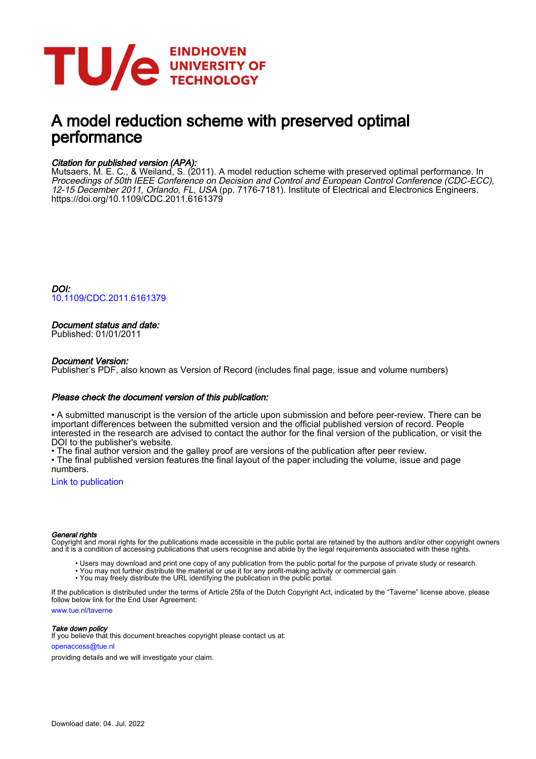# A model reduction scheme with preserved optimal performance

*Citation for published version (APA):*
Mutsaers, M. E. C., & Weiland, S. (2011). A model reduction scheme with preserved optimal performance. In *Proceedings of 50th IEEE Conference on Decision and Control and European Control Conference (CDC-ECC), 12-15 December 2011, Orlando, FL, USA* (pp. 7176-7181). Institute of Electrical and Electronics Engineers. https://doi.org/10.1109/CDC.2011.6161379

*DOI:*
10.1109/CDC.2011.6161379

*Document status and date:*
Published: 01/01/2011

*Document Version:*
Publisher's PDF, also known as Version of Record (includes final page, issue and volume numbers)

*Please check the document version of this publication:*

• A submitted manuscript is the version of the article upon submission and before peer-review. There can be important differences between the submitted version and the official published version of record. People interested in the research are advised to contact the author for the final version of the publication, or visit the DOI to the publisher's website.
• The final author version and the galley proof are versions of the publication after peer review.
• The final published version features the final layout of the paper including the volume, issue and page numbers.

Link to publication

*General rights*
Copyright and moral rights for the publications made accessible in the public portal are retained by the authors and/or other copyright owners and it is a condition of accessing publications that users recognise and abide by the legal requirements associated with these rights.

- Users may download and print one copy of any publication from the public portal for the purpose of private study or research.
- You may not further distribute the material or use it for any profit-making activity or commercial gain
- You may freely distribute the URL identifying the publication in the public portal.

If the publication is distributed under the terms of Article 25fa of the Dutch Copyright Act, indicated by the "Taverne" license above, please follow below link for the End User Agreement:

www.tue.nl/taverne

*Take down policy*
If you believe that this document breaches copyright please contact us at:

openaccess@tue.nl

providing details and we will investigate your claim.

Download date: 04. Jul. 2022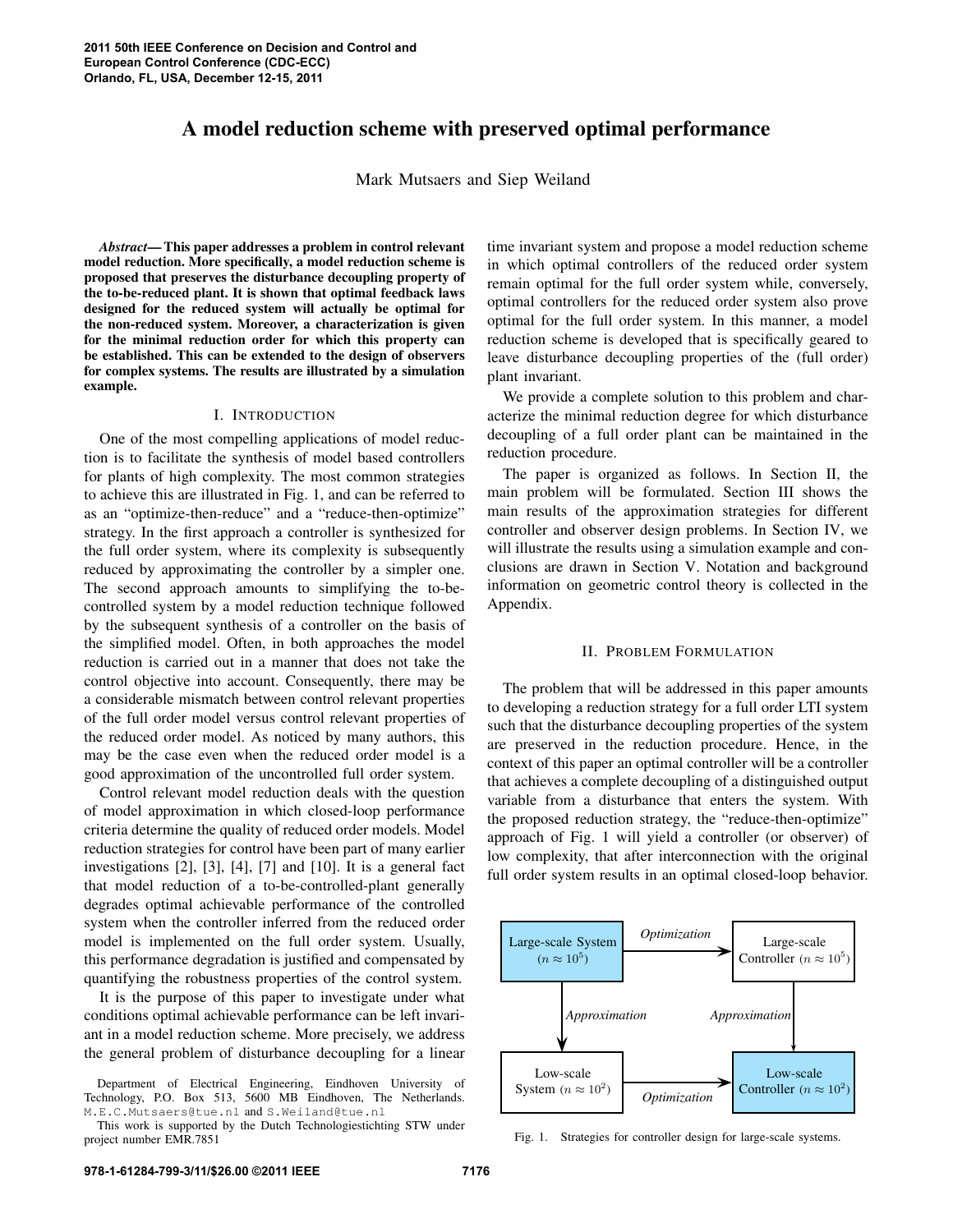# A model reduction scheme with preserved optimal performance

Mark Mutsaers and Siep Weiland

***Abstract*— This paper addresses a problem in control relevant model reduction. More specifically, a model reduction scheme is proposed that preserves the disturbance decoupling property of the to-be-reduced plant. It is shown that optimal feedback laws designed for the reduced system will actually be optimal for the non-reduced system. Moreover, a characterization is given for the minimal reduction order for which this property can be established. This can be extended to the design of observers for complex systems. The results are illustrated by a simulation example.**

## I. Introduction

One of the most compelling applications of model reduction is to facilitate the synthesis of model based controllers for plants of high complexity. The most common strategies to achieve this are illustrated in Fig. 1, and can be referred to as an "optimize-then-reduce" and a "reduce-then-optimize" strategy. In the first approach a controller is synthesized for the full order system, where its complexity is subsequently reduced by approximating the controller by a simpler one. The second approach amounts to simplifying the to-be-controlled system by a model reduction technique followed by the subsequent synthesis of a controller on the basis of the simplified model. Often, in both approaches the model reduction is carried out in a manner that does not take the control objective into account. Consequently, there may be a considerable mismatch between control relevant properties of the full order model versus control relevant properties of the reduced order model. As noticed by many authors, this may be the case even when the reduced order model is a good approximation of the uncontrolled full order system.

Control relevant model reduction deals with the question of model approximation in which closed-loop performance criteria determine the quality of reduced order models. Model reduction strategies for control have been part of many earlier investigations [2], [3], [4], [7] and [10]. It is a general fact that model reduction of a to-be-controlled-plant generally degrades optimal achievable performance of the controlled system when the controller inferred from the reduced order model is implemented on the full order system. Usually, this performance degradation is justified and compensated by quantifying the robustness properties of the control system.

It is the purpose of this paper to investigate under what conditions optimal achievable performance can be left invariant in a model reduction scheme. More precisely, we address the general problem of disturbance decoupling for a linear time invariant system and propose a model reduction scheme in which optimal controllers of the reduced order system remain optimal for the full order system while, conversely, optimal controllers for the reduced order system also prove optimal for the full order system. In this manner, a model reduction scheme is developed that is specifically geared to leave disturbance decoupling properties of the (full order) plant invariant.

We provide a complete solution to this problem and characterize the minimal reduction degree for which disturbance decoupling of a full order plant can be maintained in the reduction procedure.

The paper is organized as follows. In Section II, the main problem will be formulated. Section III shows the main results of the approximation strategies for different controller and observer design problems. In Section IV, we will illustrate the results using a simulation example and conclusions are drawn in Section V. Notation and background information on geometric control theory is collected in the Appendix.

## II. Problem Formulation

The problem that will be addressed in this paper amounts to developing a reduction strategy for a full order LTI system such that the disturbance decoupling properties of the system are preserved in the reduction procedure. Hence, in the context of this paper an optimal controller will be a controller that achieves a complete decoupling of a distinguished output variable from a disturbance that enters the system. With the proposed reduction strategy, the "reduce-then-optimize" approach of Fig. 1 will yield a controller (or observer) of low complexity, that after interconnection with the original full order system results in an optimal closed-loop behavior.

| Large-scale System ($n \approx 10^5$) | → *Optimization* → | Large-scale Controller ($n \approx 10^5$) |
|---|---|---|
| ↓ *Approximation* | | ↓ *Approximation* |
| Low-scale System ($n \approx 10^2$) | → *Optimization* → | Low-scale Controller ($n \approx 10^2$) |

Fig. 1. Strategies for controller design for large-scale systems.

Department of Electrical Engineering, Eindhoven University of Technology, P.O. Box 513, 5600 MB Eindhoven, The Netherlands. M.E.C.Mutsaers@tue.nl and S.Weiland@tue.nl

This work is supported by the Dutch Technologiestichting STW under project number EMR.7851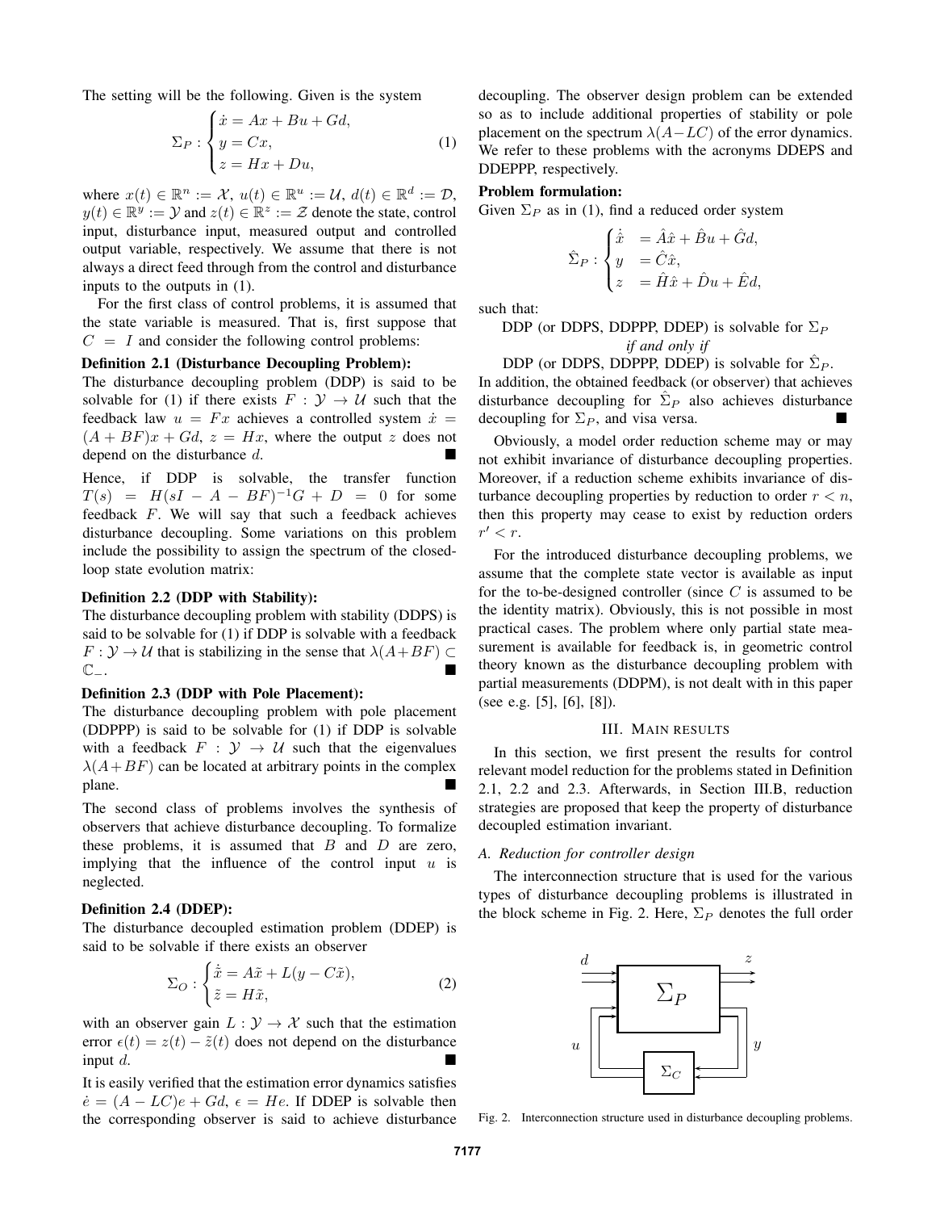The setting will be the following. Given is the system

$$\Sigma_P : \begin{cases} \dot{x} = Ax + Bu + Gd, \\ y = Cx, \\ z = Hx + Du, \end{cases} \tag{1}$$

where $x(t) \in \mathbb{R}^n := \mathcal{X}$, $u(t) \in \mathbb{R}^u := \mathcal{U}$, $d(t) \in \mathbb{R}^d := \mathcal{D}$, $y(t) \in \mathbb{R}^y := \mathcal{Y}$ and $z(t) \in \mathbb{R}^z := \mathcal{Z}$ denote the state, control input, disturbance input, measured output and controlled output variable, respectively. We assume that there is not always a direct feed through from the control and disturbance inputs to the outputs in (1).

For the first class of control problems, it is assumed that the state variable is measured. That is, first suppose that $C = I$ and consider the following control problems:

**Definition 2.1 (Disturbance Decoupling Problem):**
The disturbance decoupling problem (DDP) is said to be solvable for (1) if there exists $F : \mathcal{Y} \to \mathcal{U}$ such that the feedback law $u = Fx$ achieves a controlled system $\dot{x} = (A + BF)x + Gd$, $z = Hx$, where the output $z$ does not depend on the disturbance $d$. ■

Hence, if DDP is solvable, the transfer function $T(s) = H(sI - A - BF)^{-1}G + D = 0$ for some feedback $F$. We will say that such a feedback achieves disturbance decoupling. Some variations on this problem include the possibility to assign the spectrum of the closed-loop state evolution matrix:

**Definition 2.2 (DDP with Stability):**
The disturbance decoupling problem with stability (DDPS) is said to be solvable for (1) if DDP is solvable with a feedback $F : \mathcal{Y} \to \mathcal{U}$ that is stabilizing in the sense that $\lambda(A+BF) \subset \mathbb{C}_-$. ■

**Definition 2.3 (DDP with Pole Placement):**
The disturbance decoupling problem with pole placement (DDPPP) is said to be solvable for (1) if DDP is solvable with a feedback $F : \mathcal{Y} \to \mathcal{U}$ such that the eigenvalues $\lambda(A+BF)$ can be located at arbitrary points in the complex plane. ■

The second class of problems involves the synthesis of observers that achieve disturbance decoupling. To formalize these problems, it is assumed that $B$ and $D$ are zero, implying that the influence of the control input $u$ is neglected.

**Definition 2.4 (DDEP):**
The disturbance decoupled estimation problem (DDEP) is said to be solvable if there exists an observer

$$\Sigma_O : \begin{cases} \dot{\tilde{x}} = A\tilde{x} + L(y - C\tilde{x}), \\ \tilde{z} = H\tilde{x}, \end{cases} \tag{2}$$

with an observer gain $L : \mathcal{Y} \to \mathcal{X}$ such that the estimation error $\epsilon(t) = z(t) - \tilde{z}(t)$ does not depend on the disturbance input $d$. ■

It is easily verified that the estimation error dynamics satisfies $\dot{e} = (A - LC)e + Gd$, $\epsilon = He$. If DDEP is solvable then the corresponding observer is said to achieve disturbance decoupling. The observer design problem can be extended so as to include additional properties of stability or pole placement on the spectrum $\lambda(A - LC)$ of the error dynamics. We refer to these problems with the acronyms DDEPS and DDEPPP, respectively.

**Problem formulation:**
Given $\Sigma_P$ as in (1), find a reduced order system

$$\hat{\Sigma}_P : \begin{cases} \dot{\hat{x}} &= \hat{A}\hat{x} + \hat{B}u + \hat{G}d, \\ y &= \hat{C}\hat{x}, \\ z &= \hat{H}\hat{x} + \hat{D}u + \hat{E}d, \end{cases}$$

such that:

DDP (or DDPS, DDPPP, DDEP) is solvable for $\Sigma_P$
*if and only if*
DDP (or DDPS, DDPPP, DDEP) is solvable for $\hat{\Sigma}_P$.

In addition, the obtained feedback (or observer) that achieves disturbance decoupling for $\hat{\Sigma}_P$ also achieves disturbance decoupling for $\Sigma_P$, and visa versa. ■

Obviously, a model order reduction scheme may or may not exhibit invariance of disturbance decoupling properties. Moreover, if a reduction scheme exhibits invariance of disturbance decoupling properties by reduction to order $r < n$, then this property may cease to exist by reduction orders $r' < r$.

For the introduced disturbance decoupling problems, we assume that the complete state vector is available as input for the to-be-designed controller (since $C$ is assumed to be the identity matrix). Obviously, this is not possible in most practical cases. The problem where only partial state measurement is available for feedback is, in geometric control theory known as the disturbance decoupling problem with partial measurements (DDPM), is not dealt with in this paper (see e.g. [5], [6], [8]).

## III. Main Results

In this section, we first present the results for control relevant model reduction for the problems stated in Definition 2.1, 2.2 and 2.3. Afterwards, in Section III.B, reduction strategies are proposed that keep the property of disturbance decoupled estimation invariant.

### A. Reduction for controller design

The interconnection structure that is used for the various types of disturbance decoupling problems is illustrated in the block scheme in Fig. 2. Here, $\Sigma_P$ denotes the full order

Fig. 2. Interconnection structure used in disturbance decoupling problems.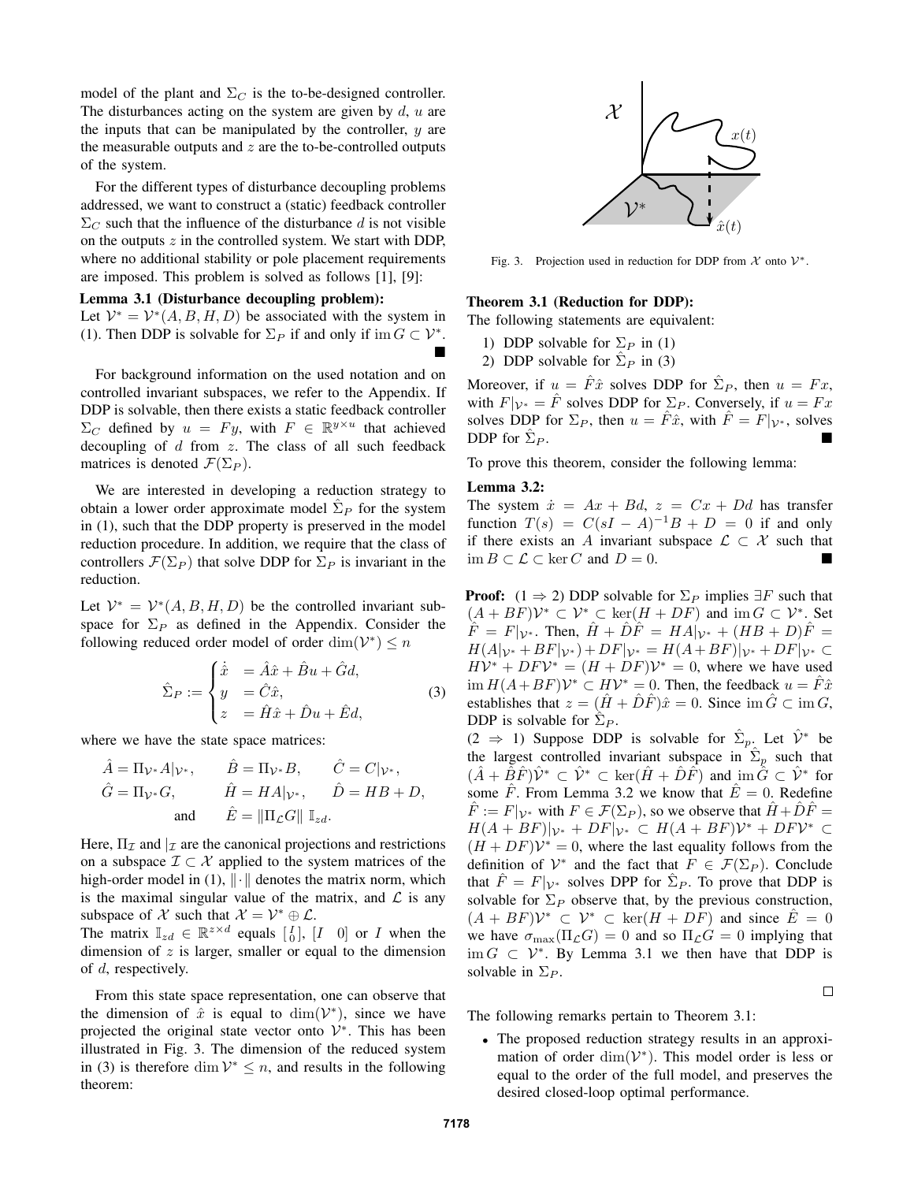model of the plant and $\Sigma_C$ is the to-be-designed controller. The disturbances acting on the system are given by $d$, $u$ are the inputs that can be manipulated by the controller, $y$ are the measurable outputs and $z$ are the to-be-controlled outputs of the system.

For the different types of disturbance decoupling problems addressed, we want to construct a (static) feedback controller $\Sigma_C$ such that the influence of the disturbance $d$ is not visible on the outputs $z$ in the controlled system. We start with DDP, where no additional stability or pole placement requirements are imposed. This problem is solved as follows [1], [9]:

**Lemma 3.1 (Disturbance decoupling problem):**
Let $\mathcal{V}^* = \mathcal{V}^*(A, B, H, D)$ be associated with the system in (1). Then DDP is solvable for $\Sigma_P$ if and only if $\operatorname{im} G \subset \mathcal{V}^*$. ■

For background information on the used notation and on controlled invariant subspaces, we refer to the Appendix. If DDP is solvable, then there exists a static feedback controller $\Sigma_C$ defined by $u = Fy$, with $F \in \mathbb{R}^{y \times u}$ that achieved decoupling of $d$ from $z$. The class of all such feedback matrices is denoted $\mathcal{F}(\Sigma_P)$.

We are interested in developing a reduction strategy to obtain a lower order approximate model $\hat{\Sigma}_P$ for the system in (1), such that the DDP property is preserved in the model reduction procedure. In addition, we require that the class of controllers $\mathcal{F}(\Sigma_P)$ that solve DDP for $\Sigma_P$ is invariant in the reduction.

Let $\mathcal{V}^* = \mathcal{V}^*(A, B, H, D)$ be the controlled invariant subspace for $\Sigma_P$ as defined in the Appendix. Consider the following reduced order model of order $\dim(\mathcal{V}^*) \leq n$

$$\hat{\Sigma}_P := \begin{cases} \dot{\hat{x}} &= \hat{A}\hat{x} + \hat{B}u + \hat{G}d, \\ y &= \hat{C}\hat{x}, \\ z &= \hat{H}\hat{x} + \hat{D}u + \hat{E}d, \end{cases} \tag{3}$$

where we have the state space matrices:

$$\begin{aligned} \hat{A} &= \Pi_{\mathcal{V}^*} A|_{\mathcal{V}^*}, & \hat{B} &= \Pi_{\mathcal{V}^*} B, & \hat{C} &= C|_{\mathcal{V}^*}, \\ \hat{G} &= \Pi_{\mathcal{V}^*} G, & \hat{H} &= HA|_{\mathcal{V}^*}, & \hat{D} &= HB + D, \\ & & \text{and} \quad \hat{E} &= \|\Pi_{\mathcal{L}} G\| \, \mathbb{I}_{zd}. \end{aligned}$$

Here, $\Pi_{\mathcal{I}}$ and $|_{\mathcal{I}}$ are the canonical projections and restrictions on a subspace $\mathcal{I} \subset \mathcal{X}$ applied to the system matrices of the high-order model in (1), $\|\cdot\|$ denotes the matrix norm, which is the maximal singular value of the matrix, and $\mathcal{L}$ is any subspace of $\mathcal{X}$ such that $\mathcal{X} = \mathcal{V}^* \oplus \mathcal{L}$.
The matrix $\mathbb{I}_{zd} \in \mathbb{R}^{z \times d}$ equals $\left[\begin{smallmatrix} I \\ 0 \end{smallmatrix}\right]$, $[I \;\; 0]$ or $I$ when the dimension of $z$ is larger, smaller or equal to the dimension of $d$, respectively.

From this state space representation, one can observe that the dimension of $\hat{x}$ is equal to $\dim(\mathcal{V}^*)$, since we have projected the original state vector onto $\mathcal{V}^*$. This has been illustrated in Fig. 3. The dimension of the reduced system in (3) is therefore $\dim \mathcal{V}^* \leq n$, and results in the following theorem:

Fig. 3. Projection used in reduction for DDP from $\mathcal{X}$ onto $\mathcal{V}^*$.

**Theorem 3.1 (Reduction for DDP):**
The following statements are equivalent:

1) DDP solvable for $\Sigma_P$ in (1)
2) DDP solvable for $\hat{\Sigma}_P$ in (3)

Moreover, if $u = \hat{F}\hat{x}$ solves DDP for $\hat{\Sigma}_P$, then $u = Fx$, with $F|_{\mathcal{V}^*} = \hat{F}$ solves DDP for $\Sigma_P$. Conversely, if $u = Fx$ solves DDP for $\Sigma_P$, then $u = \hat{F}\hat{x}$, with $\hat{F} = F|_{\mathcal{V}^*}$, solves DDP for $\hat{\Sigma}_P$. ■

To prove this theorem, consider the following lemma:

**Lemma 3.2:**
The system $\dot{x} = Ax + Bd$, $z = Cx + Dd$ has transfer function $T(s) = C(sI - A)^{-1}B + D = 0$ if and only if there exists an $A$ invariant subspace $\mathcal{L} \subset \mathcal{X}$ such that $\operatorname{im} B \subset \mathcal{L} \subset \ker C$ and $D = 0$. ■

**Proof:** ($1 \Rightarrow 2$) DDP solvable for $\Sigma_P$ implies $\exists F$ such that $(A + BF)\mathcal{V}^* \subset \mathcal{V}^* \subset \ker(H + DF)$ and $\operatorname{im} G \subset \mathcal{V}^*$. Set $\hat{F} = F|_{\mathcal{V}^*}$. Then, $\hat{H} + \hat{D}\hat{F} = HA|_{\mathcal{V}^*} + (HB + D)\hat{F} = H(A|_{\mathcal{V}^*} + BF|_{\mathcal{V}^*}) + DF|_{\mathcal{V}^*} = H(A + BF)|_{\mathcal{V}^*} + DF|_{\mathcal{V}^*} \subset H\mathcal{V}^* + DF\mathcal{V}^* = (H + DF)\mathcal{V}^* = 0$, where we have used $\operatorname{im} H(A + BF)\mathcal{V}^* \subset H\mathcal{V}^* = 0$. Then, the feedback $u = \hat{F}\hat{x}$ establishes that $z = (\hat{H} + \hat{D}\hat{F})\hat{x} = 0$. Since $\operatorname{im} \hat{G} \subset \operatorname{im} G$, DDP is solvable for $\hat{\Sigma}_P$.
($2 \Rightarrow 1$) Suppose DDP is solvable for $\hat{\Sigma}_p$. Let $\hat{\mathcal{V}}^*$ be the largest controlled invariant subspace in $\hat{\Sigma}_p$ such that $(\hat{A} + \hat{B}\hat{F})\hat{\mathcal{V}}^* \subset \hat{\mathcal{V}}^* \subset \ker(\hat{H} + \hat{D}\hat{F})$ and $\operatorname{im} \hat{G} \subset \hat{\mathcal{V}}^*$ for some $\hat{F}$. From Lemma 3.2 we know that $\hat{E} = 0$. Redefine $\hat{F} := F|_{\mathcal{V}^*}$ with $F \in \mathcal{F}(\Sigma_P)$, so we observe that $\hat{H} + \hat{D}\hat{F} = H(A + BF)|_{\mathcal{V}^*} + DF|_{\mathcal{V}^*} \subset H(A + BF)\mathcal{V}^* + DF\mathcal{V}^* \subset (H + DF)\mathcal{V}^* = 0$, where the last equality follows from the definition of $\mathcal{V}^*$ and the fact that $F \in \mathcal{F}(\Sigma_P)$. Conclude that $\hat{F} = F|_{\mathcal{V}^*}$ solves DPP for $\hat{\Sigma}_P$. To prove that DDP is solvable for $\Sigma_P$ observe that, by the previous construction, $(A + BF)\mathcal{V}^* \subset \mathcal{V}^* \subset \ker(H + DF)$ and since $\hat{E} = 0$ we have $\sigma_{\max}(\Pi_{\mathcal{L}} G) = 0$ and so $\Pi_{\mathcal{L}} G = 0$ implying that $\operatorname{im} G \subset \mathcal{V}^*$. By Lemma 3.1 we then have that DDP is solvable in $\Sigma_P$. □

The following remarks pertain to Theorem 3.1:

- The proposed reduction strategy results in an approximation of order $\dim(\mathcal{V}^*)$. This model order is less or equal to the order of the full model, and preserves the desired closed-loop optimal performance.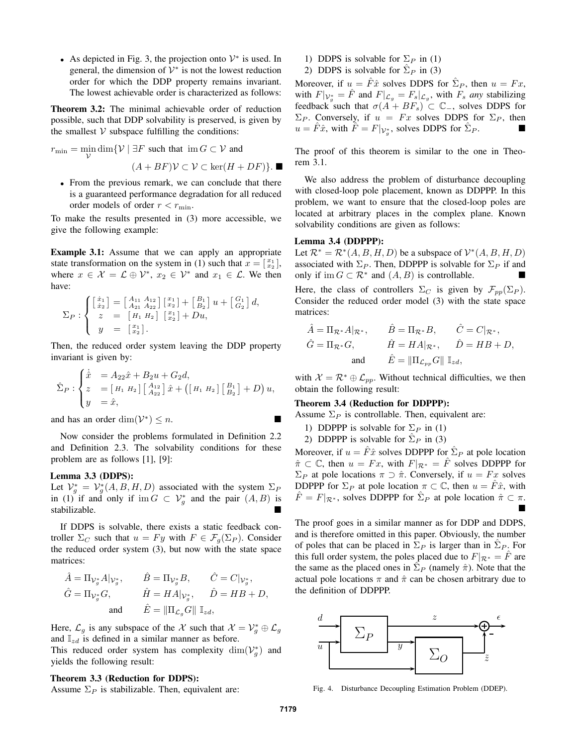- As depicted in Fig. 3, the projection onto $\mathcal{V}^*$ is used. In general, the dimension of $\mathcal{V}^*$ is not the lowest reduction order for which the DDP property remains invariant. The lowest achievable order is characterized as follows:

**Theorem 3.2:** The minimal achievable order of reduction possible, such that DDP solvability is preserved, is given by the smallest $\mathcal{V}$ subspace fulfilling the conditions:

$$r_{\min} = \min_{\mathcal{V}} \dim\{\mathcal{V} \mid \exists F \text{ such that } \operatorname{im} G \subset \mathcal{V} \text{ and } (A+BF)\mathcal{V} \subset \mathcal{V} \subset \ker(H+DF)\}. \blacksquare$$

- From the previous remark, we can conclude that there is a guaranteed performance degradation for all reduced order models of order $r < r_{\min}$.

To make the results presented in (3) more accessible, we give the following example:

**Example 3.1:** Assume that we can apply an appropriate state transformation on the system in (1) such that $x = \left[\begin{smallmatrix} x_1 \\ x_2 \end{smallmatrix}\right]$, where $x \in \mathcal{X} = \mathcal{L} \oplus \mathcal{V}^*$, $x_2 \in \mathcal{V}^*$ and $x_1 \in \mathcal{L}$. We then have:

$$\Sigma_P : \begin{cases} \left[\begin{smallmatrix} \dot{x}_1 \\ \dot{x}_2 \end{smallmatrix}\right] = \left[\begin{smallmatrix} A_{11} & A_{12} \\ A_{21} & A_{22} \end{smallmatrix}\right] \left[\begin{smallmatrix} x_1 \\ x_2 \end{smallmatrix}\right] + \left[\begin{smallmatrix} B_1 \\ B_2 \end{smallmatrix}\right] u + \left[\begin{smallmatrix} G_1 \\ G_2 \end{smallmatrix}\right] d, \\ \quad z \;=\; \left[\begin{smallmatrix} H_1 & H_2 \end{smallmatrix}\right] \left[\begin{smallmatrix} x_1 \\ x_2 \end{smallmatrix}\right] + Du, \\ \quad y \;=\; \left[\begin{smallmatrix} x_1 \\ x_2 \end{smallmatrix}\right]. \end{cases}$$

Then, the reduced order system leaving the DDP property invariant is given by:

$$\hat{\Sigma}_P : \begin{cases} \dot{\hat{x}} &= A_{22}\hat{x} + B_2 u + G_2 d, \\ z &= \left[\begin{smallmatrix} H_1 & H_2 \end{smallmatrix}\right] \left[\begin{smallmatrix} A_{12} \\ A_{22} \end{smallmatrix}\right] \hat{x} + \left(\left[\begin{smallmatrix} H_1 & H_2 \end{smallmatrix}\right] \left[\begin{smallmatrix} B_1 \\ B_2 \end{smallmatrix}\right] + D\right) u, \\ y &= \hat{x}, \end{cases}$$

and has an order $\dim(\mathcal{V}^*) \leq n$. $\blacksquare$

Now consider the problems formulated in Definition 2.2 and Definition 2.3. The solvability conditions for these problem are as follows [1], [9]:

**Lemma 3.3 (DDPS):**
Let $\mathcal{V}_g^* = \mathcal{V}_g^*(A, B, H, D)$ associated with the system $\Sigma_P$ in (1) if and only if $\operatorname{im} G \subset \mathcal{V}_g^*$ and the pair $(A, B)$ is stabilizable. $\blacksquare$

If DDPS is solvable, there exists a static feedback controller $\Sigma_C$ such that $u = Fy$ with $F \in \mathcal{F}_g(\Sigma_P)$. Consider the reduced order system (3), but now with the state space matrices:

$$\hat{A} = \Pi_{\mathcal{V}_g^*} A|_{\mathcal{V}_g^*}, \qquad \hat{B} = \Pi_{\mathcal{V}_g^*} B, \qquad \hat{C} = C|_{\mathcal{V}_g^*},$$
$$\hat{G} = \Pi_{\mathcal{V}_g^*} G, \qquad \hat{H} = HA|_{\mathcal{V}_g^*}, \qquad \hat{D} = HB + D,$$
$$\text{and} \qquad \hat{E} = \|\Pi_{\mathcal{L}_g} G\| \; \mathbb{I}_{zd},$$

Here, $\mathcal{L}_g$ is any subspace of the $\mathcal{X}$ such that $\mathcal{X} = \mathcal{V}_g^* \oplus \mathcal{L}_g$ and $\mathbb{I}_{zd}$ is defined in a similar manner as before.
This reduced order system has complexity $\dim(\mathcal{V}_g^*)$ and yields the following result:

**Theorem 3.3 (Reduction for DDPS):**
Assume $\Sigma_P$ is stabilizable. Then, equivalent are:

1) DDPS is solvable for $\Sigma_P$ in (1)
2) DDPS is solvable for $\hat{\Sigma}_P$ in (3)

Moreover, if $u = \hat{F}\hat{x}$ solves DDPS for $\hat{\Sigma}_P$, then $u = Fx$, with $F|_{\mathcal{V}_g^*} = \hat{F}$ and $F|_{\mathcal{L}_g} = F_s|_{\mathcal{L}_g}$, with $F_s$ *any* stabilizing feedback such that $\sigma(A + BF_s) \subset \mathbb{C}_-$, solves DDPS for $\Sigma_P$. Conversely, if $u = Fx$ solves DDPS for $\Sigma_P$, then $u = \hat{F}\hat{x}$, with $\hat{F} = F|_{\mathcal{V}_g^*}$, solves DDPS for $\hat{\Sigma}_P$. $\blacksquare$

The proof of this theorem is similar to the one in Theorem 3.1.

We also address the problem of disturbance decoupling with closed-loop pole placement, known as DDPPP. In this problem, we want to ensure that the closed-loop poles are located at arbitrary places in the complex plane. Known solvability conditions are given as follows:

**Lemma 3.4 (DDPPP):**
Let $\mathcal{R}^* = \mathcal{R}^*(A, B, H, D)$ be a subspace of $\mathcal{V}^*(A, B, H, D)$ associated with $\Sigma_P$. Then, DDPPP is solvable for $\Sigma_P$ if and only if $\operatorname{im} G \subset \mathcal{R}^*$ and $(A, B)$ is controllable. $\blacksquare$

Here, the class of controllers $\Sigma_C$ is given by $\mathcal{F}_{pp}(\Sigma_P)$. Consider the reduced order model (3) with the state space matrices:

$$\hat{A} = \Pi_{\mathcal{R}^*} A|_{\mathcal{R}^*}, \qquad \hat{B} = \Pi_{\mathcal{R}^*} B, \qquad \hat{C} = C|_{\mathcal{R}^*},$$
$$\hat{G} = \Pi_{\mathcal{R}^*} G, \qquad \hat{H} = HA|_{\mathcal{R}^*}, \qquad \hat{D} = HB + D,$$
$$\text{and} \qquad \hat{E} = \|\Pi_{\mathcal{L}_{pp}} G\| \; \mathbb{I}_{zd},$$

with $\mathcal{X} = \mathcal{R}^* \oplus \mathcal{L}_{pp}$. Without technical difficulties, we then obtain the following result:

**Theorem 3.4 (Reduction for DDPPP):**
Assume $\Sigma_P$ is controllable. Then, equivalent are:

1) DDPPP is solvable for $\Sigma_P$ in (1)
2) DDPPP is solvable for $\hat{\Sigma}_P$ in (3)

Moreover, if $u = \hat{F}\hat{x}$ solves DDPPP for $\hat{\Sigma}_P$ at pole location $\hat{\pi} \subset \mathbb{C}$, then $u = Fx$, with $F|_{\mathcal{R}^*} = \hat{F}$ solves DDPPP for $\Sigma_P$ at pole locations $\pi \supset \hat{\pi}$. Conversely, if $u = Fx$ solves DDPPP for $\Sigma_P$ at pole location $\pi \subset \mathbb{C}$, then $u = \hat{F}\hat{x}$, with $\hat{F} = F|_{\mathcal{R}^*}$, solves DDPPP for $\hat{\Sigma}_P$ at pole location $\hat{\pi} \subset \pi$. $\blacksquare$

The proof goes in a similar manner as for DDP and DDPS, and is therefore omitted in this paper. Obviously, the number of poles that can be placed in $\Sigma_P$ is larger than in $\hat{\Sigma}_P$. For this full order system, the poles placed due to $F|_{\mathcal{R}^*} = \hat{F}$ are the same as the placed ones in $\hat{\Sigma}_P$ (namely $\hat{\pi}$). Note that the actual pole locations $\pi$ and $\hat{\pi}$ can be chosen arbitrary due to the definition of DDPPP.

Fig. 4. Disturbance Decoupling Estimation Problem (DDEP).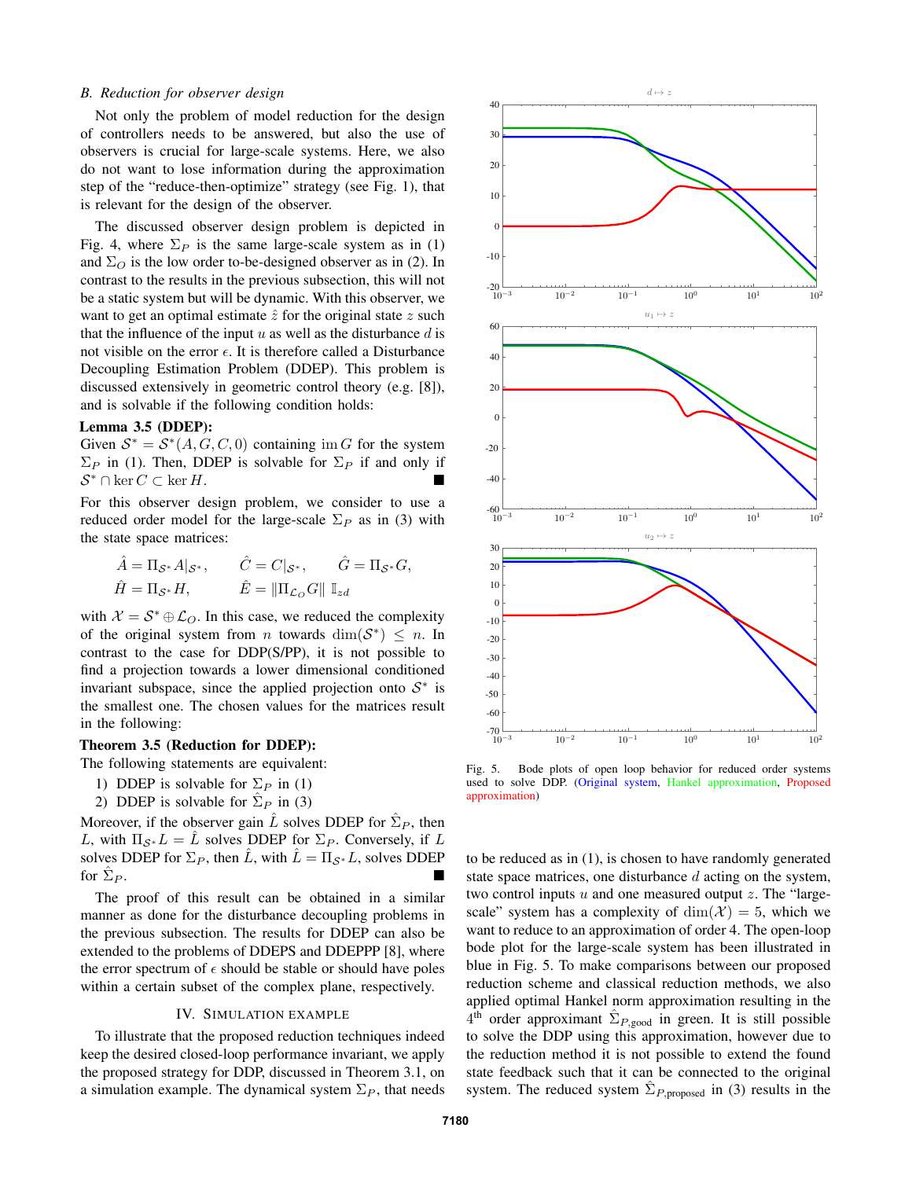### B. Reduction for observer design

Not only the problem of model reduction for the design of controllers needs to be answered, but also the use of observers is crucial for large-scale systems. Here, we also do not want to lose information during the approximation step of the "reduce-then-optimize" strategy (see Fig. 1), that is relevant for the design of the observer.

The discussed observer design problem is depicted in Fig. 4, where $\Sigma_P$ is the same large-scale system as in (1) and $\Sigma_O$ is the low order to-be-designed observer as in (2). In contrast to the results in the previous subsection, this will not be a static system but will be dynamic. With this observer, we want to get an optimal estimate $\hat{z}$ for the original state $z$ such that the influence of the input $u$ as well as the disturbance $d$ is not visible on the error $\epsilon$. It is therefore called a Disturbance Decoupling Estimation Problem (DDEP). This problem is discussed extensively in geometric control theory (e.g. [8]), and is solvable if the following condition holds:

**Lemma 3.5 (DDEP):**
Given $\mathcal{S}^* = \mathcal{S}^*(A, G, C, 0)$ containing $\operatorname{im} G$ for the system $\Sigma_P$ in (1). Then, DDEP is solvable for $\Sigma_P$ if and only if $\mathcal{S}^* \cap \ker C \subset \ker H$. ■

For this observer design problem, we consider to use a reduced order model for the large-scale $\Sigma_P$ as in (3) with the state space matrices:

$$\hat{A} = \Pi_{\mathcal{S}^*} A|_{\mathcal{S}^*}, \qquad \hat{C} = C|_{\mathcal{S}^*}, \qquad \hat{G} = \Pi_{\mathcal{S}^*} G,$$
$$\hat{H} = \Pi_{\mathcal{S}^*} H, \qquad \hat{E} = \|\Pi_{\mathcal{L}_O} G\| \, \mathbb{I}_{zd}$$

with $\mathcal{X} = \mathcal{S}^* \oplus \mathcal{L}_O$. In this case, we reduced the complexity of the original system from $n$ towards $\dim(\mathcal{S}^*) \leq n$. In contrast to the case for DDP(S/PP), it is not possible to find a projection towards a lower dimensional conditioned invariant subspace, since the applied projection onto $\mathcal{S}^*$ is the smallest one. The chosen values for the matrices result in the following:

**Theorem 3.5 (Reduction for DDEP):**
The following statements are equivalent:

1) DDEP is solvable for $\Sigma_P$ in (1)
2) DDEP is solvable for $\hat{\Sigma}_P$ in (3)

Moreover, if the observer gain $\hat{L}$ solves DDEP for $\hat{\Sigma}_P$, then $L$, with $\Pi_{\mathcal{S}^*} L = \hat{L}$ solves DDEP for $\Sigma_P$. Conversely, if $L$ solves DDEP for $\Sigma_P$, then $\hat{L}$, with $\hat{L} = \Pi_{\mathcal{S}^*} L$, solves DDEP for $\hat{\Sigma}_P$. ■

The proof of this result can be obtained in a similar manner as done for the disturbance decoupling problems in the previous subsection. The results for DDEP can also be extended to the problems of DDEPS and DDEPPP [8], where the error spectrum of $\epsilon$ should be stable or should have poles within a certain subset of the complex plane, respectively.

## IV. Simulation Example

To illustrate that the proposed reduction techniques indeed keep the desired closed-loop performance invariant, we apply the proposed strategy for DDP, discussed in Theorem 3.1, on a simulation example. The dynamical system $\Sigma_P$, that needs to be reduced as in (1), is chosen to have randomly generated state space matrices, one disturbance $d$ acting on the system, two control inputs $u$ and one measured output $z$. The "large-scale" system has a complexity of $\dim(\mathcal{X}) = 5$, which we want to reduce to an approximation of order 4. The open-loop bode plot for the large-scale system has been illustrated in blue in Fig. 5. To make comparisons between our proposed reduction scheme and classical reduction methods, we also applied optimal Hankel norm approximation resulting in the 4th order approximant $\hat{\Sigma}_{P,\text{good}}$ in green. It is still possible to solve the DDP using this approximation, however due to the reduction method it is not possible to extend the found state feedback such that it can be connected to the original system. The reduced system $\hat{\Sigma}_{P,\text{proposed}}$ in (3) results in the

Fig. 5. Bode plots of open loop behavior for reduced order systems used to solve DDP. (Original system, Hankel approximation, Proposed approximation)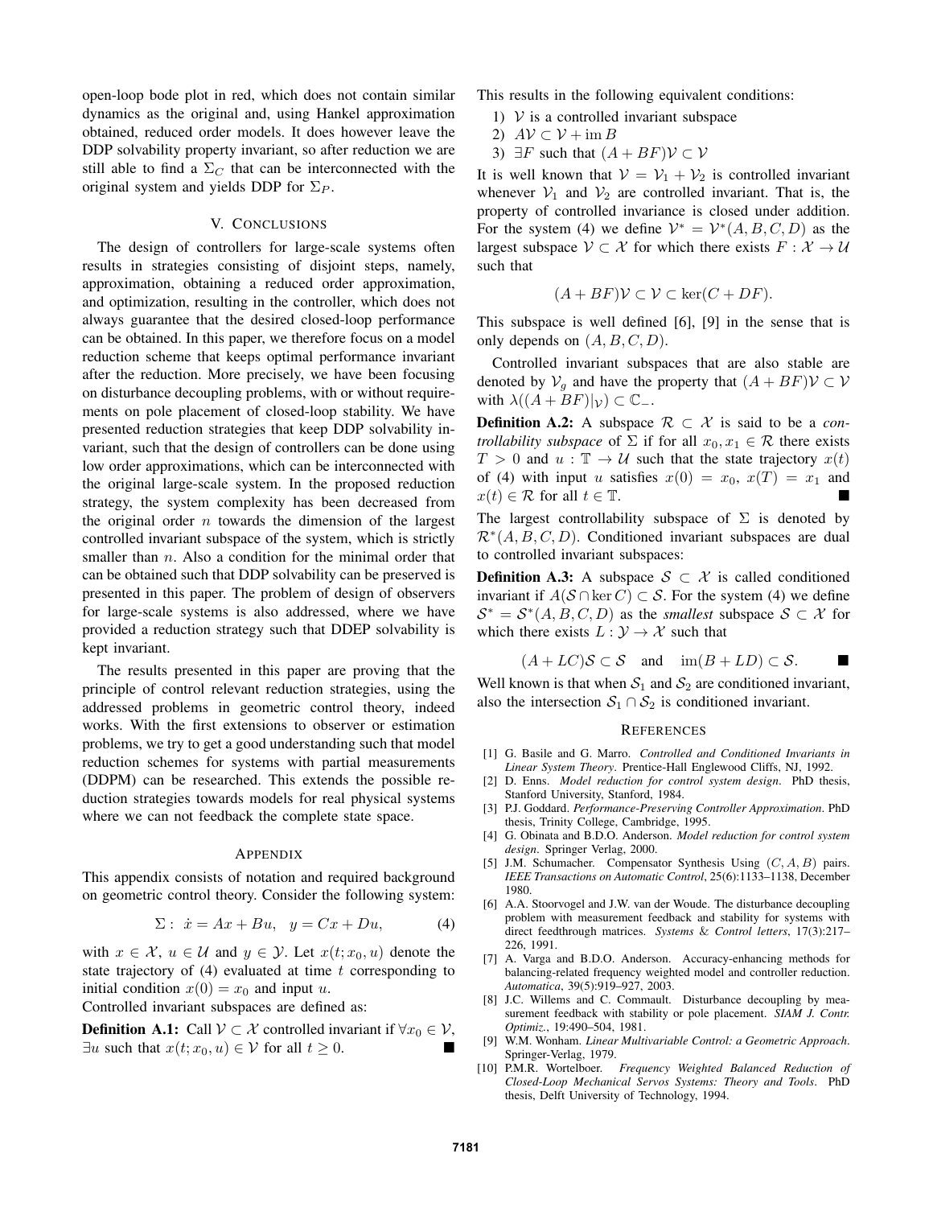open-loop bode plot in red, which does not contain similar dynamics as the original and, using Hankel approximation obtained, reduced order models. It does however leave the DDP solvability property invariant, so after reduction we are still able to find a $\Sigma_C$ that can be interconnected with the original system and yields DDP for $\Sigma_P$.

## V. Conclusions

The design of controllers for large-scale systems often results in strategies consisting of disjoint steps, namely, approximation, obtaining a reduced order approximation, and optimization, resulting in the controller, which does not always guarantee that the desired closed-loop performance can be obtained. In this paper, we therefore focus on a model reduction scheme that keeps optimal performance invariant after the reduction. More precisely, we have been focusing on disturbance decoupling problems, with or without requirements on pole placement of closed-loop stability. We have presented reduction strategies that keep DDP solvability invariant, such that the design of controllers can be done using low order approximations, which can be interconnected with the original large-scale system. In the proposed reduction strategy, the system complexity has been decreased from the original order $n$ towards the dimension of the largest controlled invariant subspace of the system, which is strictly smaller than $n$. Also a condition for the minimal order that can be obtained such that DDP solvability can be preserved is presented in this paper. The problem of design of observers for large-scale systems is also addressed, where we have provided a reduction strategy such that DDEP solvability is kept invariant.

The results presented in this paper are proving that the principle of control relevant reduction strategies, using the addressed problems in geometric control theory, indeed works. With the first extensions to observer or estimation problems, we try to get a good understanding such that model reduction schemes for systems with partial measurements (DDPM) can be researched. This extends the possible reduction strategies towards models for real physical systems where we can not feedback the complete state space.

## Appendix

This appendix consists of notation and required background on geometric control theory. Consider the following system:

$$\Sigma: \ \dot{x} = Ax + Bu, \quad y = Cx + Du, \tag{4}$$

with $x \in \mathcal{X}$, $u \in \mathcal{U}$ and $y \in \mathcal{Y}$. Let $x(t; x_0, u)$ denote the state trajectory of (4) evaluated at time $t$ corresponding to initial condition $x(0) = x_0$ and input $u$.

Controlled invariant subspaces are defined as:

**Definition A.1:** Call $\mathcal{V} \subset \mathcal{X}$ controlled invariant if $\forall x_0 \in \mathcal{V}$, $\exists u$ such that $x(t; x_0, u) \in \mathcal{V}$ for all $t \geq 0$. ■

This results in the following equivalent conditions:

1) $\mathcal{V}$ is a controlled invariant subspace
2) $A\mathcal{V} \subset \mathcal{V} + \operatorname{im} B$
3) $\exists F$ such that $(A + BF)\mathcal{V} \subset \mathcal{V}$

It is well known that $\mathcal{V} = \mathcal{V}_1 + \mathcal{V}_2$ is controlled invariant whenever $\mathcal{V}_1$ and $\mathcal{V}_2$ are controlled invariant. That is, the property of controlled invariance is closed under addition. For the system (4) we define $\mathcal{V}^* = \mathcal{V}^*(A, B, C, D)$ as the largest subspace $\mathcal{V} \subset \mathcal{X}$ for which there exists $F : \mathcal{X} \to \mathcal{U}$ such that

$$(A + BF)\mathcal{V} \subset \mathcal{V} \subset \ker(C + DF).$$

This subspace is well defined [6], [9] in the sense that is only depends on $(A, B, C, D)$.

Controlled invariant subspaces that are also stable are denoted by $\mathcal{V}_g$ and have the property that $(A + BF)\mathcal{V} \subset \mathcal{V}$ with $\lambda((A + BF)|_{\mathcal{V}}) \subset \mathbb{C}_-$.

**Definition A.2:** A subspace $\mathcal{R} \subset \mathcal{X}$ is said to be a *controllability subspace* of $\Sigma$ if for all $x_0, x_1 \in \mathcal{R}$ there exists $T > 0$ and $u : \mathbb{T} \to \mathcal{U}$ such that the state trajectory $x(t)$ of (4) with input $u$ satisfies $x(0) = x_0$, $x(T) = x_1$ and $x(t) \in \mathcal{R}$ for all $t \in \mathbb{T}$. ■

The largest controllability subspace of $\Sigma$ is denoted by $\mathcal{R}^*(A, B, C, D)$. Conditioned invariant subspaces are dual to controlled invariant subspaces:

**Definition A.3:** A subspace $\mathcal{S} \subset \mathcal{X}$ is called conditioned invariant if $A(\mathcal{S} \cap \ker C) \subset \mathcal{S}$. For the system (4) we define $\mathcal{S}^* = \mathcal{S}^*(A, B, C, D)$ as the *smallest* subspace $\mathcal{S} \subset \mathcal{X}$ for which there exists $L : \mathcal{Y} \to \mathcal{X}$ such that

$$(A + LC)\mathcal{S} \subset \mathcal{S} \quad \text{and} \quad \operatorname{im}(B + LD) \subset \mathcal{S}. \qquad ■$$

Well known is that when $\mathcal{S}_1$ and $\mathcal{S}_2$ are conditioned invariant, also the intersection $\mathcal{S}_1 \cap \mathcal{S}_2$ is conditioned invariant.

## References

[1] G. Basile and G. Marro. *Controlled and Conditioned Invariants in Linear System Theory*. Prentice-Hall Englewood Cliffs, NJ, 1992.

[2] D. Enns. *Model reduction for control system design*. PhD thesis, Stanford University, Stanford, 1984.

[3] P.J. Goddard. *Performance-Preserving Controller Approximation*. PhD thesis, Trinity College, Cambridge, 1995.

[4] G. Obinata and B.D.O. Anderson. *Model reduction for control system design*. Springer Verlag, 2000.

[5] J.M. Schumacher. Compensator Synthesis Using $(C, A, B)$ pairs. *IEEE Transactions on Automatic Control*, 25(6):1133–1138, December 1980.

[6] A.A. Stoorvogel and J.W. van der Woude. The disturbance decoupling problem with measurement feedback and stability for systems with direct feedthrough matrices. *Systems & Control letters*, 17(3):217–226, 1991.

[7] A. Varga and B.D.O. Anderson. Accuracy-enhancing methods for balancing-related frequency weighted model and controller reduction. *Automatica*, 39(5):919–927, 2003.

[8] J.C. Willems and C. Commault. Disturbance decoupling by measurement feedback with stability or pole placement. *SIAM J. Contr. Optimiz.*, 19:490–504, 1981.

[9] W.M. Wonham. *Linear Multivariable Control: a Geometric Approach*. Springer-Verlag, 1979.

[10] P.M.R. Wortelboer. *Frequency Weighted Balanced Reduction of Closed-Loop Mechanical Servos Systems: Theory and Tools*. PhD thesis, Delft University of Technology, 1994.